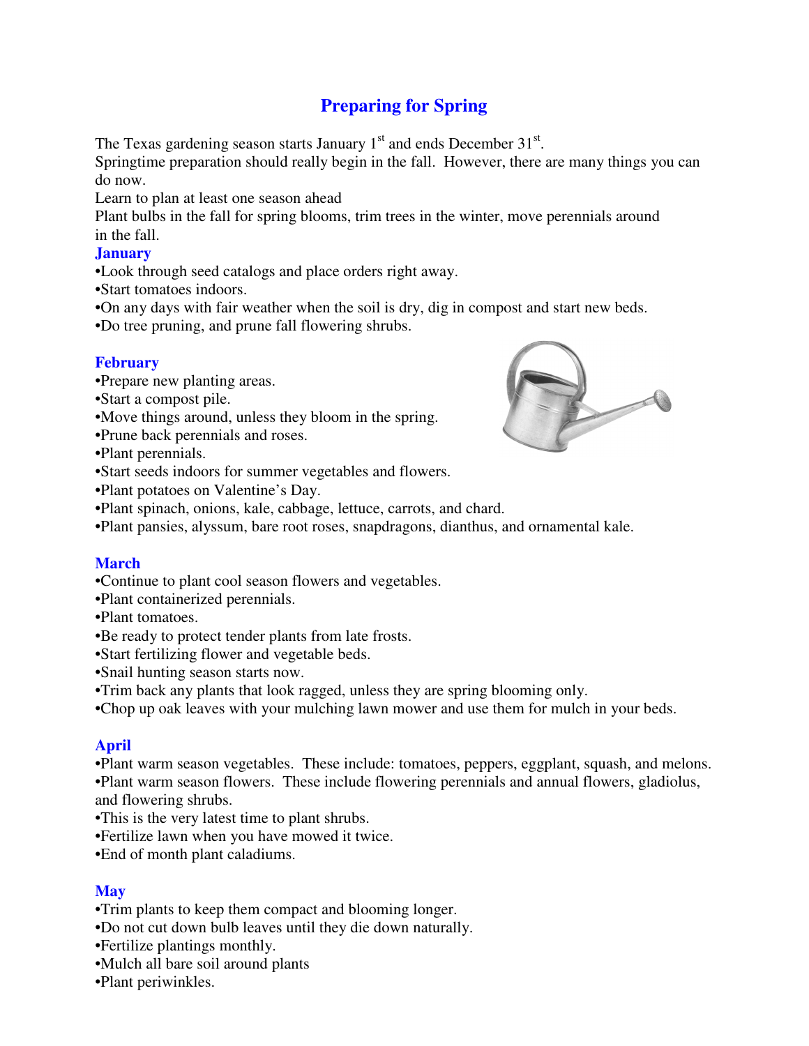# Preparing for Spring

The Texas gardening season starts January 1st and ends December 31st.
Springtime preparation should really begin in the fall. However, there are many things you can do now.
Learn to plan at least one season ahead
Plant bulbs in the fall for spring blooms, trim trees in the winter, move perennials around in the fall.

## January

•Look through seed catalogs and place orders right away.
•Start tomatoes indoors.
•On any days with fair weather when the soil is dry, dig in compost and start new beds.
•Do tree pruning, and prune fall flowering shrubs.

## February

•Prepare new planting areas.
•Start a compost pile.
•Move things around, unless they bloom in the spring.
•Prune back perennials and roses.
•Plant perennials.
•Start seeds indoors for summer vegetables and flowers.
•Plant potatoes on Valentine's Day.
•Plant spinach, onions, kale, cabbage, lettuce, carrots, and chard.
•Plant pansies, alyssum, bare root roses, snapdragons, dianthus, and ornamental kale.

## March

•Continue to plant cool season flowers and vegetables.
•Plant containerized perennials.
•Plant tomatoes.
•Be ready to protect tender plants from late frosts.
•Start fertilizing flower and vegetable beds.
•Snail hunting season starts now.
•Trim back any plants that look ragged, unless they are spring blooming only.
•Chop up oak leaves with your mulching lawn mower and use them for mulch in your beds.

## April

•Plant warm season vegetables. These include: tomatoes, peppers, eggplant, squash, and melons.
•Plant warm season flowers. These include flowering perennials and annual flowers, gladiolus, and flowering shrubs.
•This is the very latest time to plant shrubs.
•Fertilize lawn when you have mowed it twice.
•End of month plant caladiums.

## May

•Trim plants to keep them compact and blooming longer.
•Do not cut down bulb leaves until they die down naturally.
•Fertilize plantings monthly.
•Mulch all bare soil around plants
•Plant periwinkles.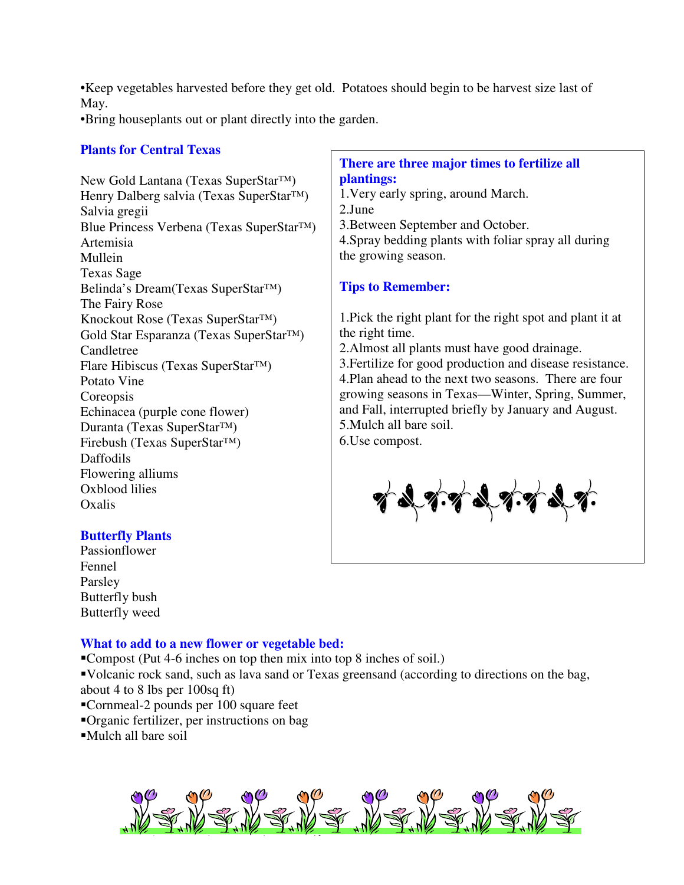•Keep vegetables harvested before they get old. Potatoes should begin to be harvest size last of May.
•Bring houseplants out or plant directly into the garden.

## Plants for Central Texas

New Gold Lantana (Texas SuperStar™)
Henry Dalberg salvia (Texas SuperStar™)
Salvia gregii
Blue Princess Verbena (Texas SuperStar™)
Artemisia
Mullein
Texas Sage
Belinda's Dream(Texas SuperStar™)
The Fairy Rose
Knockout Rose (Texas SuperStar™)
Gold Star Esparanza (Texas SuperStar™)
Candletree
Flare Hibiscus (Texas SuperStar™)
Potato Vine
Coreopsis
Echinacea (purple cone flower)
Duranta (Texas SuperStar™)
Firebush (Texas SuperStar™)
Daffodils
Flowering alliums
Oxblood lilies
Oxalis

## Butterfly Plants

Passionflower
Fennel
Parsley
Butterfly bush
Butterfly weed

## There are three major times to fertilize all plantings:

1. Very early spring, around March.
2. June
3. Between September and October.
4. Spray bedding plants with foliar spray all during the growing season.

## Tips to Remember:

1. Pick the right plant for the right spot and plant it at the right time.
2. Almost all plants must have good drainage.
3. Fertilize for good production and disease resistance.
4. Plan ahead to the next two seasons. There are four growing seasons in Texas—Winter, Spring, Summer, and Fall, interrupted briefly by January and August.
5. Mulch all bare soil.
6. Use compost.

## What to add to a new flower or vegetable bed:

▪Compost (Put 4-6 inches on top then mix into top 8 inches of soil.)
▪Volcanic rock sand, such as lava sand or Texas greensand (according to directions on the bag, about 4 to 8 lbs per 100sq ft)
▪Cornmeal-2 pounds per 100 square feet
▪Organic fertilizer, per instructions on bag
▪Mulch all bare soil